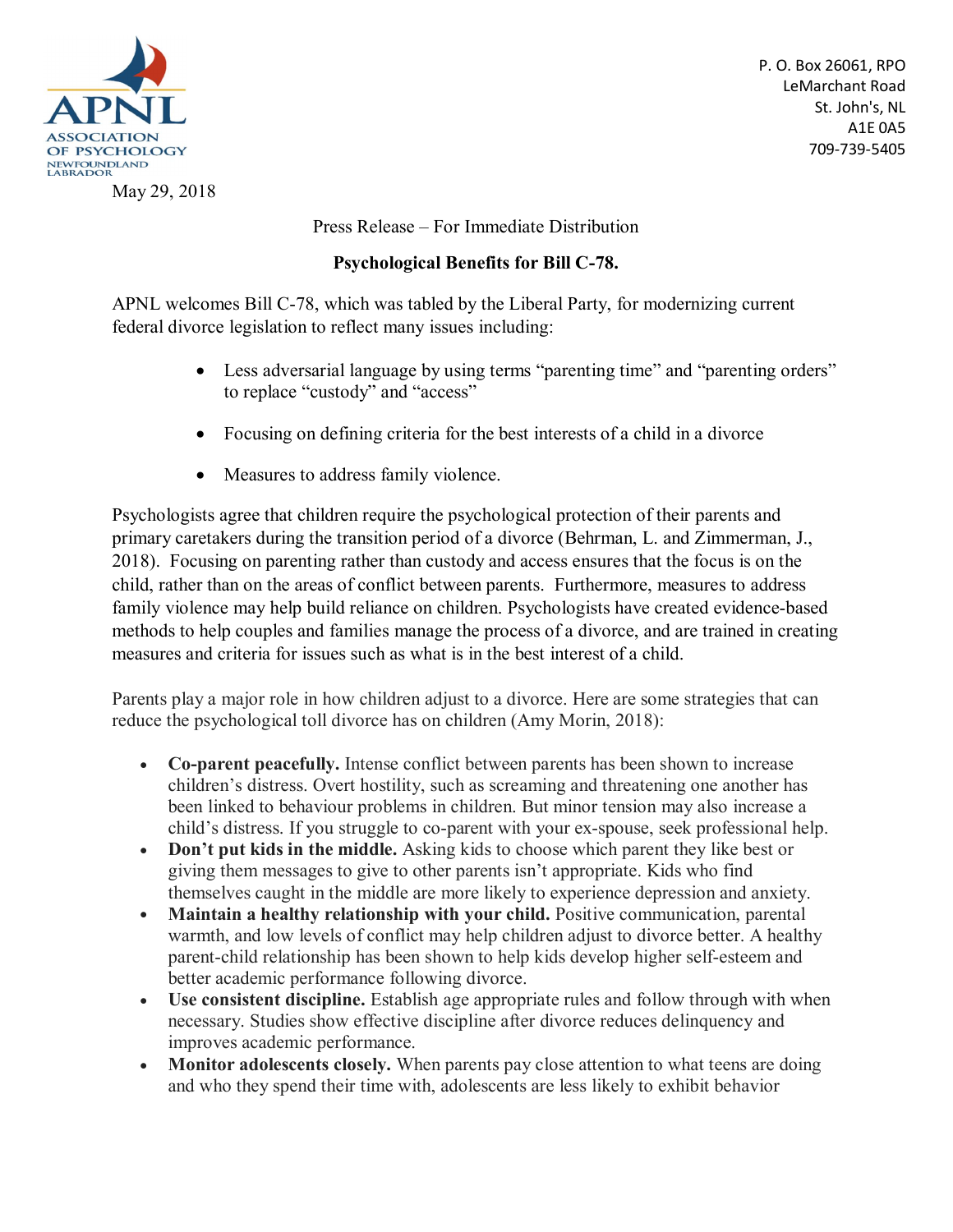APNL
ASSOCIATION OF PSYCHOLOGY NEWFOUNDLAND LABRADOR

P. O. Box 26061, RPO
LeMarchant Road
St. John's, NL
A1E 0A5
709-739-5405

May 29, 2018

Press Release – For Immediate Distribution

**Psychological Benefits for Bill C-78.**

APNL welcomes Bill C-78, which was tabled by the Liberal Party, for modernizing current federal divorce legislation to reflect many issues including:

- Less adversarial language by using terms "parenting time" and "parenting orders" to replace "custody" and "access"
- Focusing on defining criteria for the best interests of a child in a divorce
- Measures to address family violence.

Psychologists agree that children require the psychological protection of their parents and primary caretakers during the transition period of a divorce (Behrman, L. and Zimmerman, J., 2018). Focusing on parenting rather than custody and access ensures that the focus is on the child, rather than on the areas of conflict between parents. Furthermore, measures to address family violence may help build reliance on children. Psychologists have created evidence-based methods to help couples and families manage the process of a divorce, and are trained in creating measures and criteria for issues such as what is in the best interest of a child.

Parents play a major role in how children adjust to a divorce. Here are some strategies that can reduce the psychological toll divorce has on children (Amy Morin, 2018):

- **Co-parent peacefully.** Intense conflict between parents has been shown to increase children's distress. Overt hostility, such as screaming and threatening one another has been linked to behaviour problems in children. But minor tension may also increase a child's distress. If you struggle to co-parent with your ex-spouse, seek professional help.
- **Don't put kids in the middle.** Asking kids to choose which parent they like best or giving them messages to give to other parents isn't appropriate. Kids who find themselves caught in the middle are more likely to experience depression and anxiety.
- **Maintain a healthy relationship with your child.** Positive communication, parental warmth, and low levels of conflict may help children adjust to divorce better. A healthy parent-child relationship has been shown to help kids develop higher self-esteem and better academic performance following divorce.
- **Use consistent discipline.** Establish age appropriate rules and follow through with when necessary. Studies show effective discipline after divorce reduces delinquency and improves academic performance.
- **Monitor adolescents closely.** When parents pay close attention to what teens are doing and who they spend their time with, adolescents are less likely to exhibit behavior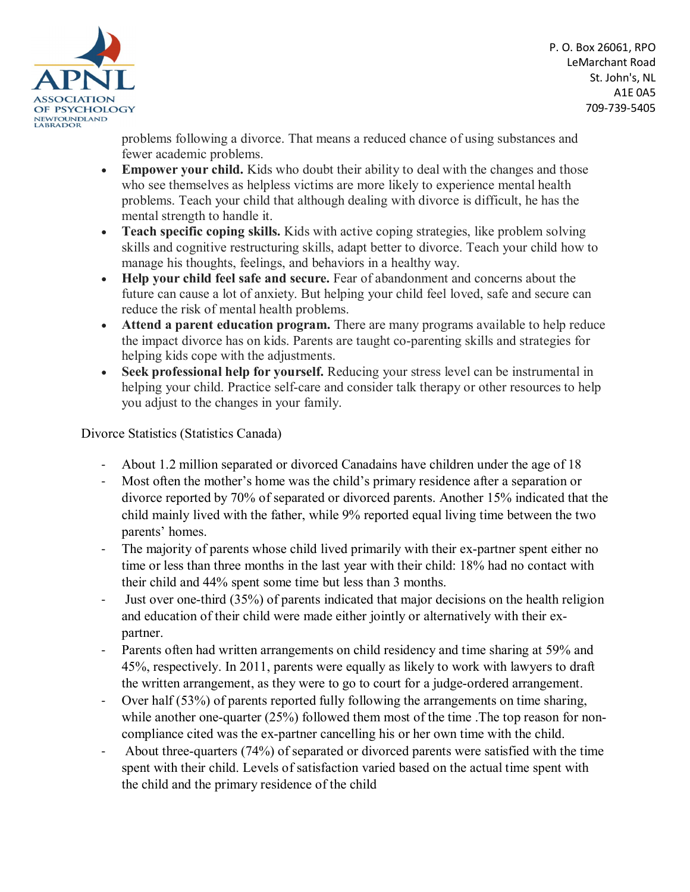problems following a divorce. That means a reduced chance of using substances and fewer academic problems.

- **Empower your child.** Kids who doubt their ability to deal with the changes and those who see themselves as helpless victims are more likely to experience mental health problems. Teach your child that although dealing with divorce is difficult, he has the mental strength to handle it.
- **Teach specific coping skills.** Kids with active coping strategies, like problem solving skills and cognitive restructuring skills, adapt better to divorce. Teach your child how to manage his thoughts, feelings, and behaviors in a healthy way.
- **Help your child feel safe and secure.** Fear of abandonment and concerns about the future can cause a lot of anxiety. But helping your child feel loved, safe and secure can reduce the risk of mental health problems.
- **Attend a parent education program.** There are many programs available to help reduce the impact divorce has on kids. Parents are taught co-parenting skills and strategies for helping kids cope with the adjustments.
- **Seek professional help for yourself.** Reducing your stress level can be instrumental in helping your child. Practice self-care and consider talk therapy or other resources to help you adjust to the changes in your family.

Divorce Statistics (Statistics Canada)

- About 1.2 million separated or divorced Canadains have children under the age of 18
- Most often the mother's home was the child's primary residence after a separation or divorce reported by 70% of separated or divorced parents. Another 15% indicated that the child mainly lived with the father, while 9% reported equal living time between the two parents' homes.
- The majority of parents whose child lived primarily with their ex-partner spent either no time or less than three months in the last year with their child: 18% had no contact with their child and 44% spent some time but less than 3 months.
- Just over one-third (35%) of parents indicated that major decisions on the health religion and education of their child were made either jointly or alternatively with their ex-partner.
- Parents often had written arrangements on child residency and time sharing at 59% and 45%, respectively. In 2011, parents were equally as likely to work with lawyers to draft the written arrangement, as they were to go to court for a judge-ordered arrangement.
- Over half (53%) of parents reported fully following the arrangements on time sharing, while another one-quarter (25%) followed them most of the time .The top reason for non-compliance cited was the ex-partner cancelling his or her own time with the child.
- About three-quarters (74%) of separated or divorced parents were satisfied with the time spent with their child. Levels of satisfaction varied based on the actual time spent with the child and the primary residence of the child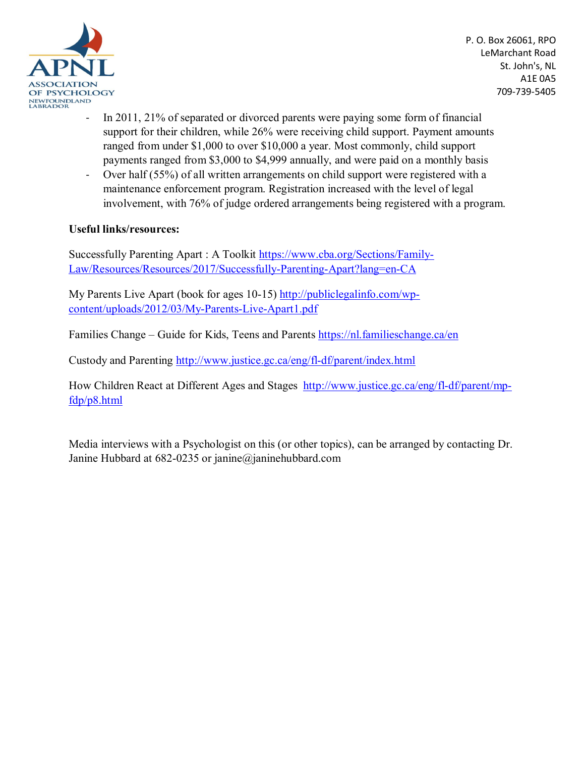- In 2011, 21% of separated or divorced parents were paying some form of financial support for their children, while 26% were receiving child support. Payment amounts ranged from under $1,000 to over $10,000 a year. Most commonly, child support payments ranged from $3,000 to $4,999 annually, and were paid on a monthly basis
- Over half (55%) of all written arrangements on child support were registered with a maintenance enforcement program. Registration increased with the level of legal involvement, with 76% of judge ordered arrangements being registered with a program.

**Useful links/resources:**

Successfully Parenting Apart : A Toolkit https://www.cba.org/Sections/Family-Law/Resources/Resources/2017/Successfully-Parenting-Apart?lang=en-CA

My Parents Live Apart (book for ages 10-15) http://publiclegalinfo.com/wp-content/uploads/2012/03/My-Parents-Live-Apart1.pdf

Families Change – Guide for Kids, Teens and Parents https://nl.familieschange.ca/en

Custody and Parenting http://www.justice.gc.ca/eng/fl-df/parent/index.html

How Children React at Different Ages and Stages http://www.justice.gc.ca/eng/fl-df/parent/mp-fdp/p8.html

Media interviews with a Psychologist on this (or other topics), can be arranged by contacting Dr. Janine Hubbard at 682-0235 or janine@janinehubbard.com